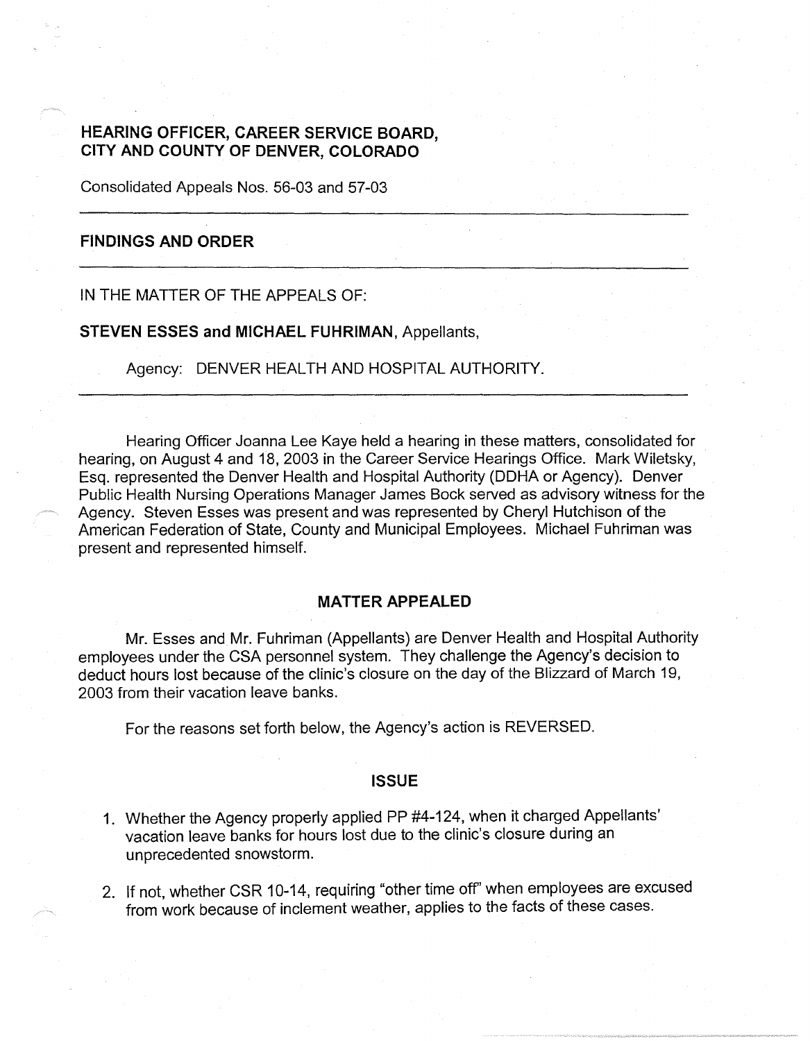# HEARING OFFICER, CAREER SERVICE BOARD, CITY AND COUNTY OF DENVER, COLORADO

Consolidated Appeals Nos. 56-03 and 57-03

---

## FINDINGS AND ORDER

---

IN THE MATTER OF THE APPEALS OF:

**STEVEN ESSES and MICHAEL FUHRIMAN**, Appellants,

Agency: DENVER HEALTH AND HOSPITAL AUTHORITY.

---

Hearing Officer Joanna Lee Kaye held a hearing in these matters, consolidated for hearing, on August 4 and 18, 2003 in the Career Service Hearings Office. Mark Wiletsky, Esq. represented the Denver Health and Hospital Authority (DDHA or Agency). Denver Public Health Nursing Operations Manager James Bock served as advisory witness for the Agency. Steven Esses was present and was represented by Cheryl Hutchison of the American Federation of State, County and Municipal Employees. Michael Fuhriman was present and represented himself.

## MATTER APPEALED

Mr. Esses and Mr. Fuhriman (Appellants) are Denver Health and Hospital Authority employees under the CSA personnel system. They challenge the Agency's decision to deduct hours lost because of the clinic's closure on the day of the Blizzard of March 19, 2003 from their vacation leave banks.

For the reasons set forth below, the Agency's action is REVERSED.

## ISSUE

1. Whether the Agency properly applied PP #4-124, when it charged Appellants' vacation leave banks for hours lost due to the clinic's closure during an unprecedented snowstorm.

2. If not, whether CSR 10-14, requiring "other time off" when employees are excused from work because of inclement weather, applies to the facts of these cases.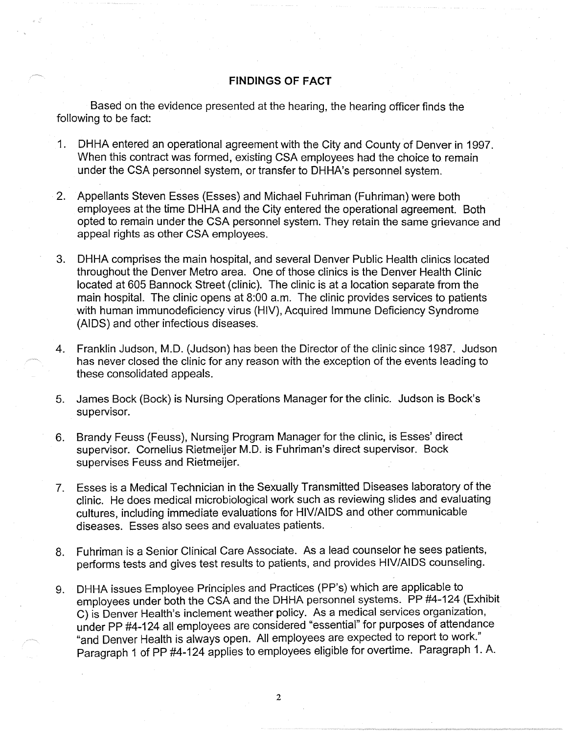## FINDINGS OF FACT

Based on the evidence presented at the hearing, the hearing officer finds the following to be fact:

1. DHHA entered an operational agreement with the City and County of Denver in 1997. When this contract was formed, existing CSA employees had the choice to remain under the CSA personnel system, or transfer to DHHA's personnel system.

2. Appellants Steven Esses (Esses) and Michael Fuhriman (Fuhriman) were both employees at the time DHHA and the City entered the operational agreement. Both opted to remain under the CSA personnel system. They retain the same grievance and appeal rights as other CSA employees.

3. DHHA comprises the main hospital, and several Denver Public Health clinics located throughout the Denver Metro area. One of those clinics is the Denver Health Clinic located at 605 Bannock Street (clinic). The clinic is at a location separate from the main hospital. The clinic opens at 8:00 a.m. The clinic provides services to patients with human immunodeficiency virus (HIV), Acquired Immune Deficiency Syndrome (AIDS) and other infectious diseases.

4. Franklin Judson, M.D. (Judson) has been the Director of the clinic since 1987. Judson has never closed the clinic for any reason with the exception of the events leading to these consolidated appeals.

5. James Bock (Bock) is Nursing Operations Manager for the clinic. Judson is Bock's supervisor.

6. Brandy Feuss (Feuss), Nursing Program Manager for the clinic, is Esses' direct supervisor. Cornelius Rietmeijer M.D. is Fuhriman's direct supervisor. Bock supervises Feuss and Rietmeijer.

7. Esses is a Medical Technician in the Sexually Transmitted Diseases laboratory of the clinic. He does medical microbiological work such as reviewing slides and evaluating cultures, including immediate evaluations for HIV/AIDS and other communicable diseases. Esses also sees and evaluates patients.

8. Fuhriman is a Senior Clinical Care Associate. As a lead counselor he sees patients, performs tests and gives test results to patients, and provides HIV/AIDS counseling.

9. DHHA issues Employee Principles and Practices (PP's) which are applicable to employees under both the CSA and the DHHA personnel systems. PP #4-124 (Exhibit C) is Denver Health's inclement weather policy. As a medical services organization, under PP #4-124 all employees are considered "essential" for purposes of attendance "and Denver Health is always open. All employees are expected to report to work." Paragraph 1 of PP #4-124 applies to employees eligible for overtime. Paragraph 1. A.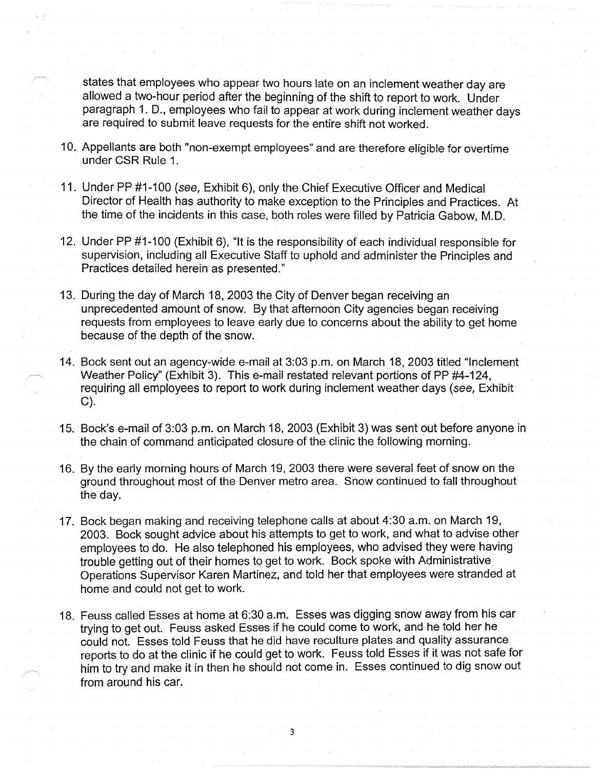states that employees who appear two hours late on an inclement weather day are allowed a two-hour period after the beginning of the shift to report to work. Under paragraph 1. D., employees who fail to appear at work during inclement weather days are required to submit leave requests for the entire shift not worked.

10. Appellants are both "non-exempt employees" and are therefore eligible for overtime under CSR Rule 1.

11. Under PP #1-100 (*see,* Exhibit 6), only the Chief Executive Officer and Medical Director of Health has authority to make exception to the Principles and Practices. At the time of the incidents in this case, both roles were filled by Patricia Gabow, M.D.

12. Under PP #1-100 (Exhibit 6), "It is the responsibility of each individual responsible for supervision, including all Executive Staff to uphold and administer the Principles and Practices detailed herein as presented."

13. During the day of March 18, 2003 the City of Denver began receiving an unprecedented amount of snow. By that afternoon City agencies began receiving requests from employees to leave early due to concerns about the ability to get home because of the depth of the snow.

14. Bock sent out an agency-wide e-mail at 3:03 p.m. on March 18, 2003 titled "Inclement Weather Policy" (Exhibit 3). This e-mail restated relevant portions of PP #4-124, requiring all employees to report to work during inclement weather days (*see,* Exhibit C).

15. Bock's e-mail of 3:03 p.m. on March 18, 2003 (Exhibit 3) was sent out before anyone in the chain of command anticipated closure of the clinic the following morning.

16. By the early morning hours of March 19, 2003 there were several feet of snow on the ground throughout most of the Denver metro area. Snow continued to fall throughout the day.

17. Bock began making and receiving telephone calls at about 4:30 a.m. on March 19, 2003. Bock sought advice about his attempts to get to work, and what to advise other employees to do. He also telephoned his employees, who advised they were having trouble getting out of their homes to get to work. Bock spoke with Administrative Operations Supervisor Karen Martinez, and told her that employees were stranded at home and could not get to work.

18. Feuss called Esses at home at 6:30 a.m. Esses was digging snow away from his car trying to get out. Feuss asked Esses if he could come to work, and he told her he could not. Esses told Feuss that he did have reculture plates and quality assurance reports to do at the clinic if he could get to work. Feuss told Esses if it was not safe for him to try and make it in then he should not come in. Esses continued to dig snow out from around his car.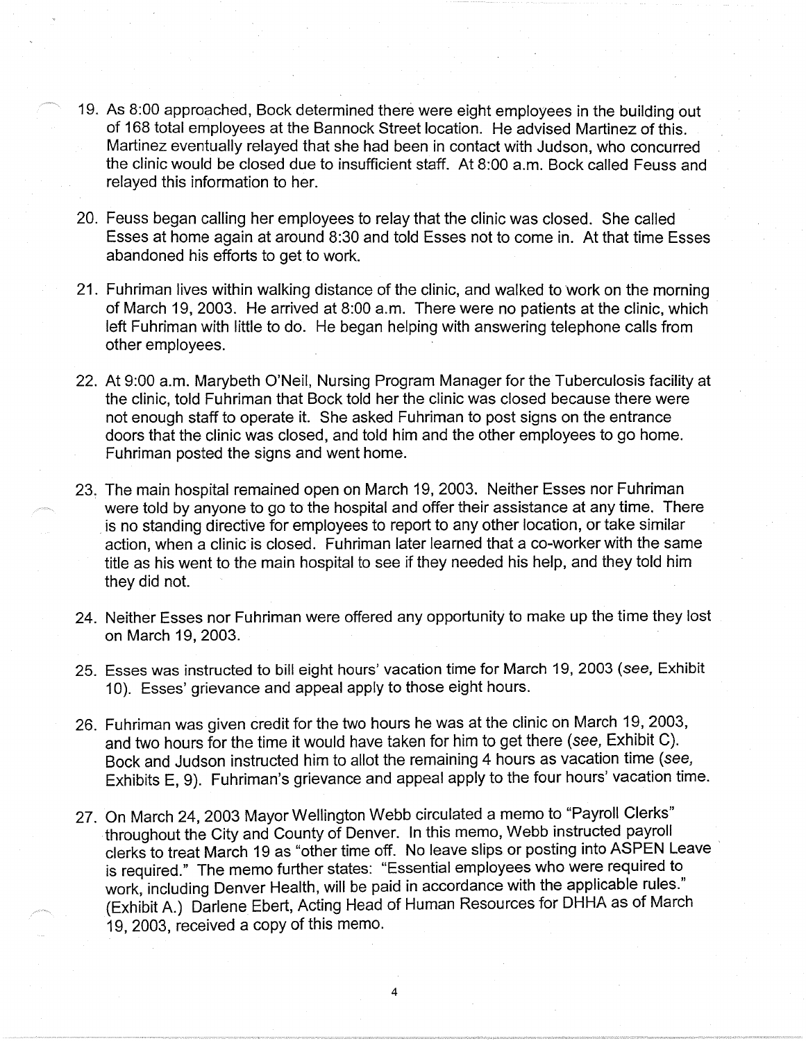19. As 8:00 approached, Bock determined there were eight employees in the building out of 168 total employees at the Bannock Street location. He advised Martinez of this. Martinez eventually relayed that she had been in contact with Judson, who concurred the clinic would be closed due to insufficient staff. At 8:00 a.m. Bock called Feuss and relayed this information to her.

20. Feuss began calling her employees to relay that the clinic was closed. She called Esses at home again at around 8:30 and told Esses not to come in. At that time Esses abandoned his efforts to get to work.

21. Fuhriman lives within walking distance of the clinic, and walked to work on the morning of March 19, 2003. He arrived at 8:00 a.m. There were no patients at the clinic, which left Fuhriman with little to do. He began helping with answering telephone calls from other employees.

22. At 9:00 a.m. Marybeth O'Neil, Nursing Program Manager for the Tuberculosis facility at the clinic, told Fuhriman that Bock told her the clinic was closed because there were not enough staff to operate it. She asked Fuhriman to post signs on the entrance doors that the clinic was closed, and told him and the other employees to go home. Fuhriman posted the signs and went home.

23. The main hospital remained open on March 19, 2003. Neither Esses nor Fuhriman were told by anyone to go to the hospital and offer their assistance at any time. There is no standing directive for employees to report to any other location, or take similar action, when a clinic is closed. Fuhriman later learned that a co-worker with the same title as his went to the main hospital to see if they needed his help, and they told him they did not.

24. Neither Esses nor Fuhriman were offered any opportunity to make up the time they lost on March 19, 2003.

25. Esses was instructed to bill eight hours' vacation time for March 19, 2003 (*see*, Exhibit 10). Esses' grievance and appeal apply to those eight hours.

26. Fuhriman was given credit for the two hours he was at the clinic on March 19, 2003, and two hours for the time it would have taken for him to get there (*see*, Exhibit C). Bock and Judson instructed him to allot the remaining 4 hours as vacation time (*see*, Exhibits E, 9). Fuhriman's grievance and appeal apply to the four hours' vacation time.

27. On March 24, 2003 Mayor Wellington Webb circulated a memo to "Payroll Clerks" throughout the City and County of Denver. In this memo, Webb instructed payroll clerks to treat March 19 as "other time off. No leave slips or posting into ASPEN Leave is required." The memo further states: "Essential employees who were required to work, including Denver Health, will be paid in accordance with the applicable rules." (Exhibit A.) Darlene Ebert, Acting Head of Human Resources for DHHA as of March 19, 2003, received a copy of this memo.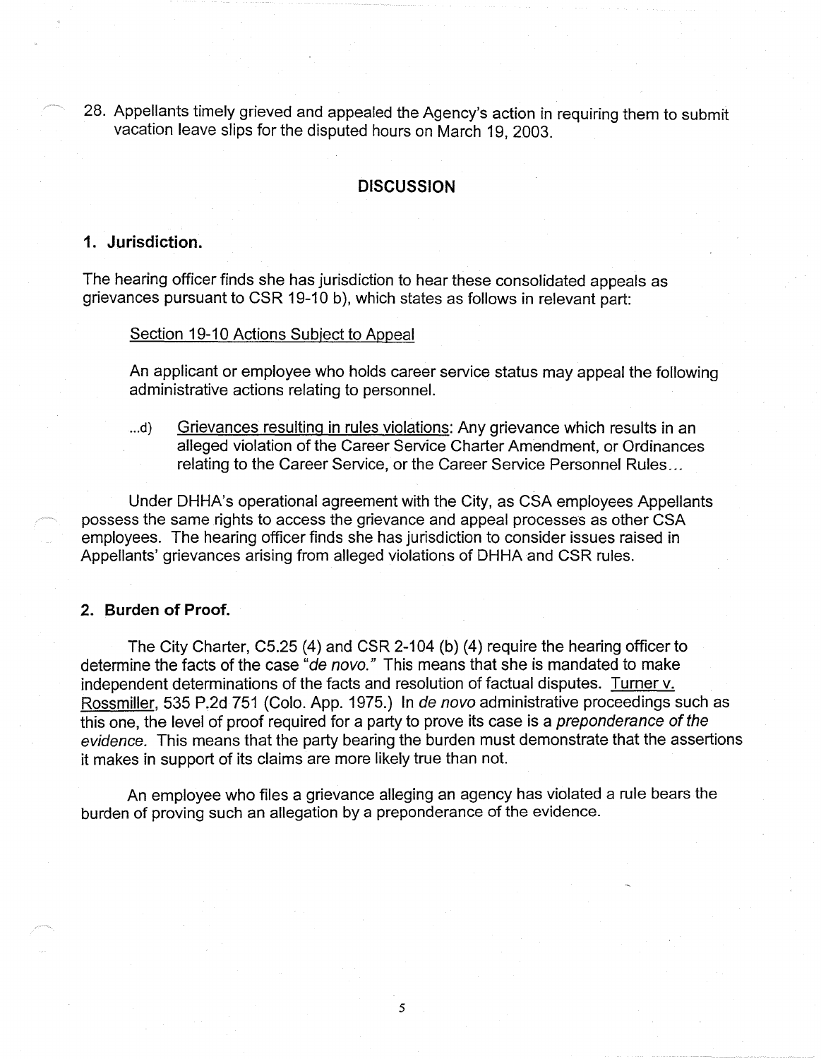28. Appellants timely grieved and appealed the Agency's action in requiring them to submit vacation leave slips for the disputed hours on March 19, 2003.

## DISCUSSION

### 1. Jurisdiction.

The hearing officer finds she has jurisdiction to hear these consolidated appeals as grievances pursuant to CSR 19-10 b), which states as follows in relevant part:

> Section 19-10 Actions Subject to Appeal
>
> An applicant or employee who holds career service status may appeal the following administrative actions relating to personnel.
>
> ...d) Grievances resulting in rules violations: Any grievance which results in an alleged violation of the Career Service Charter Amendment, or Ordinances relating to the Career Service, or the Career Service Personnel Rules...

Under DHHA's operational agreement with the City, as CSA employees Appellants possess the same rights to access the grievance and appeal processes as other CSA employees. The hearing officer finds she has jurisdiction to consider issues raised in Appellants' grievances arising from alleged violations of DHHA and CSR rules.

### 2. Burden of Proof.

The City Charter, C5.25 (4) and CSR 2-104 (b) (4) require the hearing officer to determine the facts of the case "*de novo.*" This means that she is mandated to make independent determinations of the facts and resolution of factual disputes. Turner v. Rossmiller, 535 P.2d 751 (Colo. App. 1975.) In *de novo* administrative proceedings such as this one, the level of proof required for a party to prove its case is a *preponderance of the evidence.* This means that the party bearing the burden must demonstrate that the assertions it makes in support of its claims are more likely true than not.

An employee who files a grievance alleging an agency has violated a rule bears the burden of proving such an allegation by a preponderance of the evidence.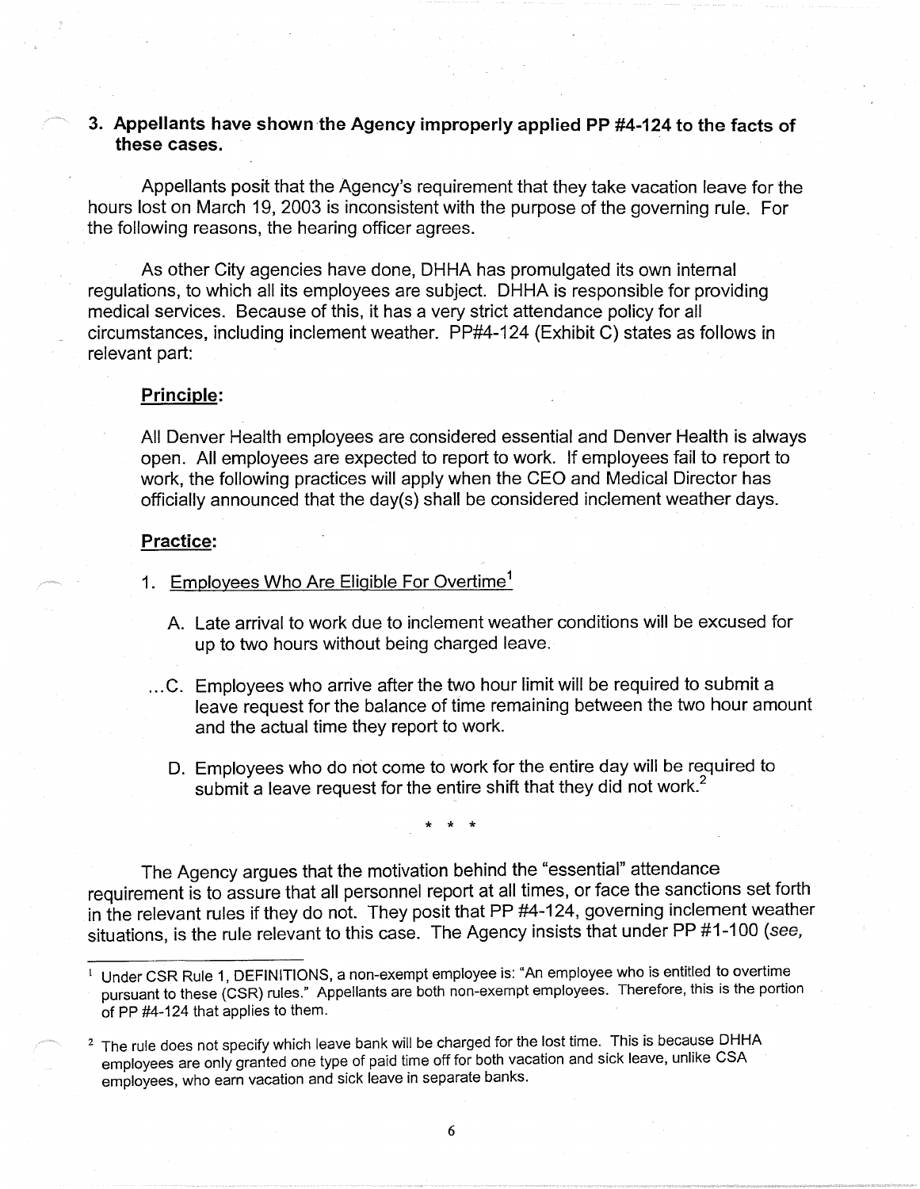### 3. Appellants have shown the Agency improperly applied PP #4-124 to the facts of these cases.

Appellants posit that the Agency's requirement that they take vacation leave for the hours lost on March 19, 2003 is inconsistent with the purpose of the governing rule. For the following reasons, the hearing officer agrees.

As other City agencies have done, DHHA has promulgated its own internal regulations, to which all its employees are subject. DHHA is responsible for providing medical services. Because of this, it has a very strict attendance policy for all circumstances, including inclement weather. PP#4-124 (Exhibit C) states as follows in relevant part:

> **Principle:**
>
> All Denver Health employees are considered essential and Denver Health is always open. All employees are expected to report to work. If employees fail to report to work, the following practices will apply when the CEO and Medical Director has officially announced that the day(s) shall be considered inclement weather days.
>
> **Practice:**
>
> 1. Employees Who Are Eligible For Overtime[1]
>
>    A. Late arrival to work due to inclement weather conditions will be excused for up to two hours without being charged leave.
>
>    ...C. Employees who arrive after the two hour limit will be required to submit a leave request for the balance of time remaining between the two hour amount and the actual time they report to work.
>
>    D. Employees who do not come to work for the entire day will be required to submit a leave request for the entire shift that they did not work.[2]

\* \* \*

The Agency argues that the motivation behind the "essential" attendance requirement is to assure that all personnel report at all times, or face the sanctions set forth in the relevant rules if they do not. They posit that PP #4-124, governing inclement weather situations, is the rule relevant to this case. The Agency insists that under PP #1-100 (*see,*

---

[1] Under CSR Rule 1, DEFINITIONS, a non-exempt employee is: "An employee who is entitled to overtime pursuant to these (CSR) rules." Appellants are both non-exempt employees. Therefore, this is the portion of PP #4-124 that applies to them.

[2] The rule does not specify which leave bank will be charged for the lost time. This is because DHHA employees are only granted one type of paid time off for both vacation and sick leave, unlike CSA employees, who earn vacation and sick leave in separate banks.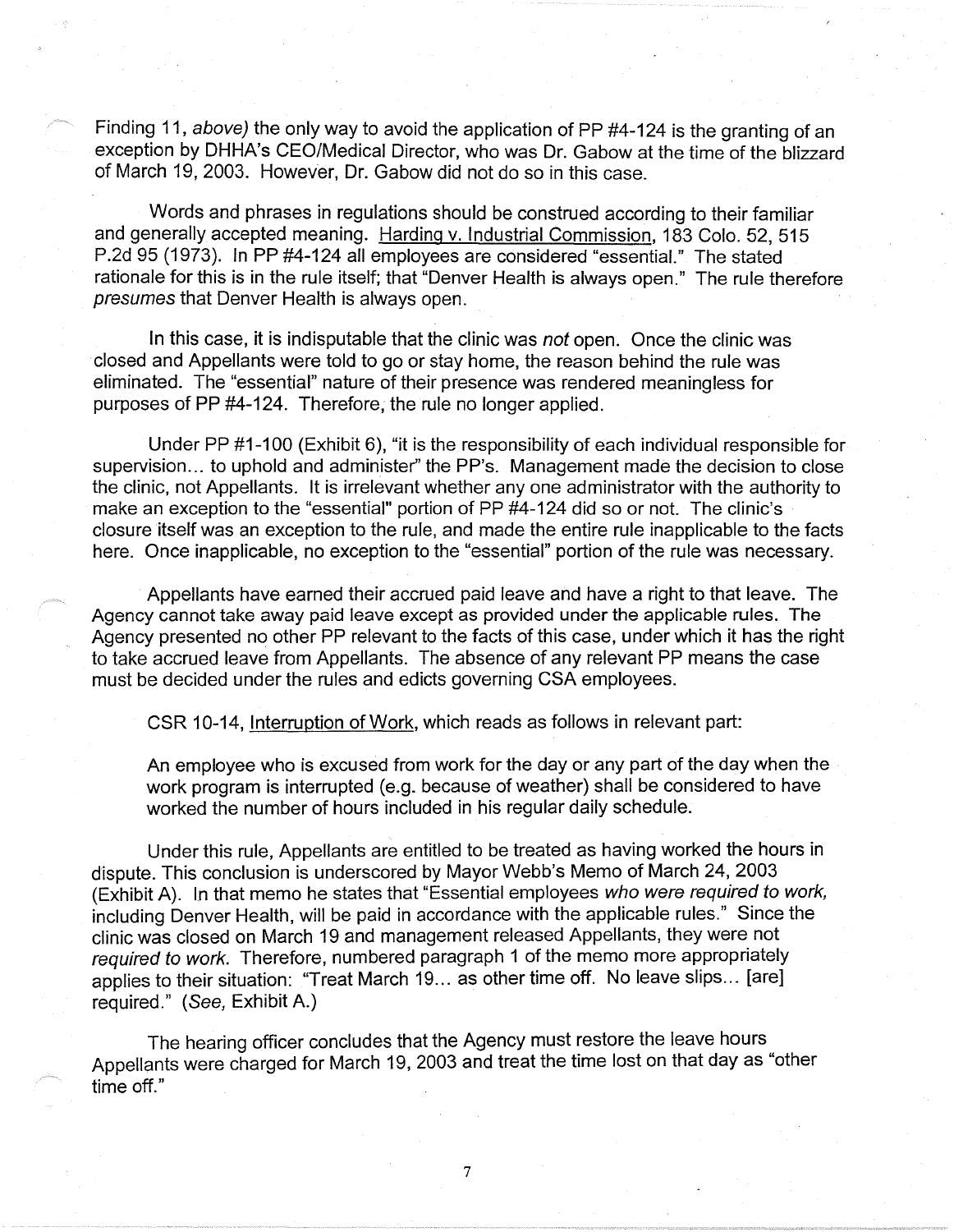Finding 11, *above)* the only way to avoid the application of PP #4-124 is the granting of an exception by DHHA's CEO/Medical Director, who was Dr. Gabow at the time of the blizzard of March 19, 2003. However, Dr. Gabow did not do so in this case.

Words and phrases in regulations should be construed according to their familiar and generally accepted meaning. Harding v. Industrial Commission, 183 Colo. 52, 515 P.2d 95 (1973). In PP #4-124 all employees are considered "essential." The stated rationale for this is in the rule itself; that "Denver Health is always open." The rule therefore *presumes* that Denver Health is always open.

In this case, it is indisputable that the clinic was *not* open. Once the clinic was closed and Appellants were told to go or stay home, the reason behind the rule was eliminated. The "essential" nature of their presence was rendered meaningless for purposes of PP #4-124. Therefore, the rule no longer applied.

Under PP #1-100 (Exhibit 6), "it is the responsibility of each individual responsible for supervision... to uphold and administer" the PP's. Management made the decision to close the clinic, not Appellants. It is irrelevant whether any one administrator with the authority to make an exception to the "essential" portion of PP #4-124 did so or not. The clinic's closure itself was an exception to the rule, and made the entire rule inapplicable to the facts here. Once inapplicable, no exception to the "essential" portion of the rule was necessary.

Appellants have earned their accrued paid leave and have a right to that leave. The Agency cannot take away paid leave except as provided under the applicable rules. The Agency presented no other PP relevant to the facts of this case, under which it has the right to take accrued leave from Appellants. The absence of any relevant PP means the case must be decided under the rules and edicts governing CSA employees.

CSR 10-14, Interruption of Work, which reads as follows in relevant part:

An employee who is excused from work for the day or any part of the day when the work program is interrupted (e.g. because of weather) shall be considered to have worked the number of hours included in his regular daily schedule.

Under this rule, Appellants are entitled to be treated as having worked the hours in dispute. This conclusion is underscored by Mayor Webb's Memo of March 24, 2003 (Exhibit A). In that memo he states that "Essential employees *who were required to work,* including Denver Health, will be paid in accordance with the applicable rules." Since the clinic was closed on March 19 and management released Appellants, they were not *required to work.* Therefore, numbered paragraph 1 of the memo more appropriately applies to their situation: "Treat March 19... as other time off. No leave slips... [are] required." (*See,* Exhibit A.)

The hearing officer concludes that the Agency must restore the leave hours Appellants were charged for March 19, 2003 and treat the time lost on that day as "other time off."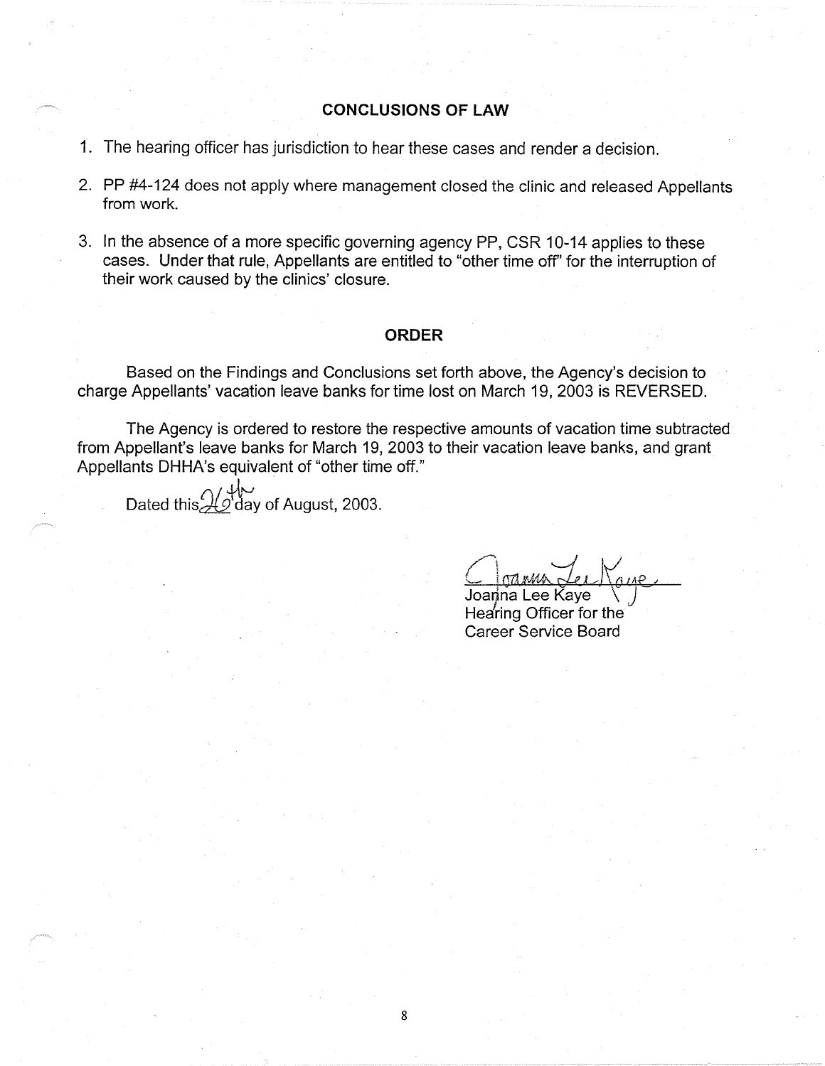## CONCLUSIONS OF LAW

1. The hearing officer has jurisdiction to hear these cases and render a decision.

2. PP #4-124 does not apply where management closed the clinic and released Appellants from work.

3. In the absence of a more specific governing agency PP, CSR 10-14 applies to these cases. Under that rule, Appellants are entitled to "other time off" for the interruption of their work caused by the clinics' closure.

## ORDER

Based on the Findings and Conclusions set forth above, the Agency's decision to charge Appellants' vacation leave banks for time lost on March 19, 2003 is REVERSED.

The Agency is ordered to restore the respective amounts of vacation time subtracted from Appellant's leave banks for March 19, 2003 to their vacation leave banks, and grant Appellants DHHA's equivalent of "other time off."

Dated this 26th day of August, 2003.

Joanna Lee Kaye
Hearing Officer for the
Career Service Board